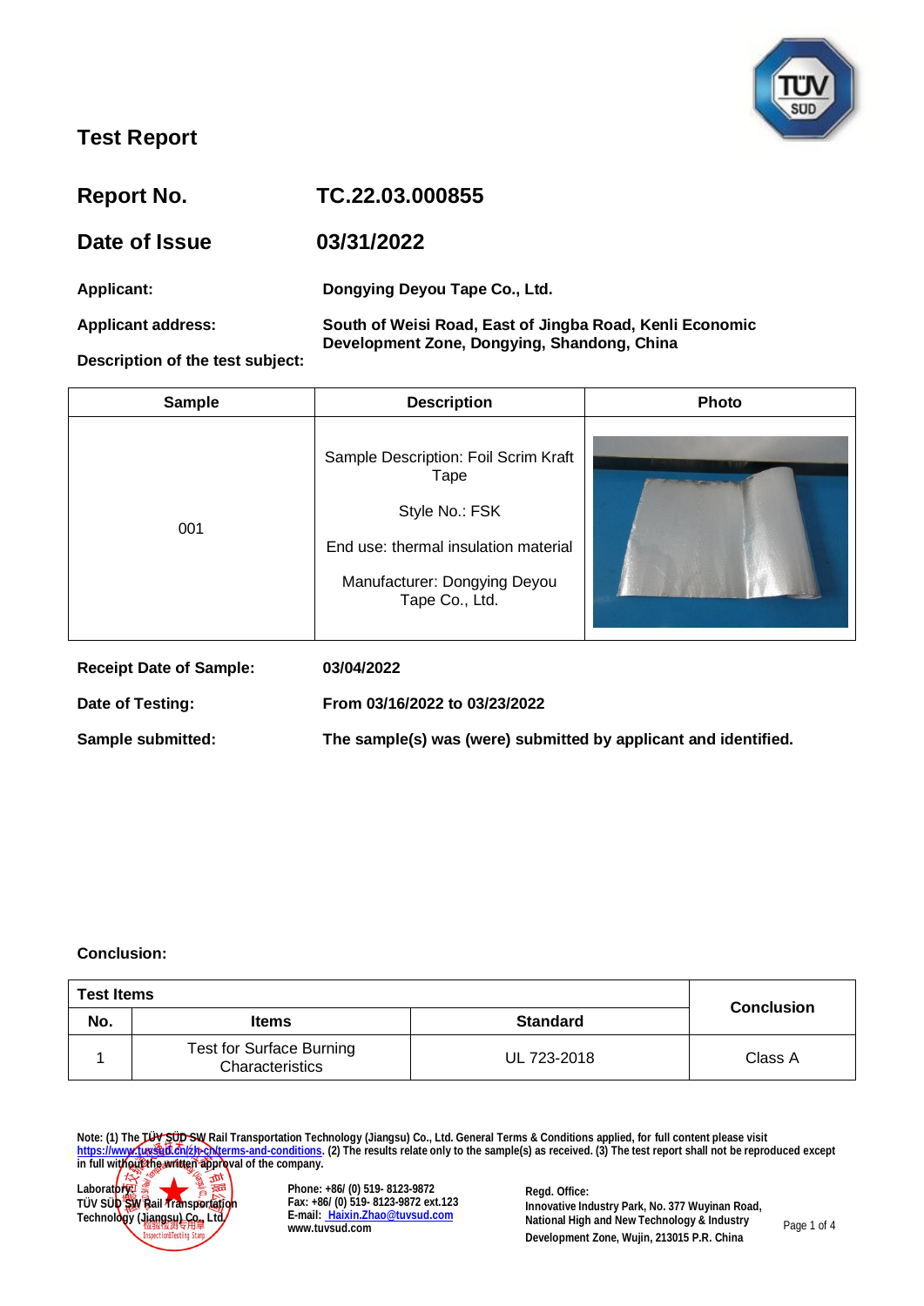# Test Report

| | |
|---|---|
| **Report No.** | **TC.22.03.000855** |
| **Date of Issue** | **03/31/2022** |

**Applicant:** **Dongying Deyou Tape Co., Ltd.**

**Applicant address:** **South of Weisi Road, East of Jingba Road, Kenli Economic Development Zone, Dongying, Shandong, China**

**Description of the test subject:**

| Sample | Description | Photo |
|---|---|---|
| 001 | Sample Description: Foil Scrim Kraft Tape<br><br>Style No.: FSK<br><br>End use: thermal insulation material<br><br>Manufacturer: Dongying Deyou Tape Co., Ltd. | |

**Receipt Date of Sample:** **03/04/2022**

**Date of Testing:** **From 03/16/2022 to 03/23/2022**

**Sample submitted:** **The sample(s) was (were) submitted by applicant and identified.**

**Conclusion:**

| Test Items | | | Conclusion |
|---|---|---|---|
| No. | Items | Standard | |
| 1 | Test for Surface Burning Characteristics | UL 723-2018 | Class A |

Note: (1) The TÜV SÜD SW Rail Transportation Technology (Jiangsu) Co., Ltd. General Terms & Conditions applied, for full content please visit https://www.tuvsud.cn/zh-cn/terms-and-conditions. (2) The results relate only to the sample(s) as received. (3) The test report shall not be reproduced except in full without the written approval of the company.

Laboratory:
TÜV SÜD SW Rail Transportation Technology (Jiangsu) Co., Ltd.

Phone: +86/ (0) 519- 8123-9872
Fax: +86/ (0) 519- 8123-9872 ext.123
E-mail: Haixin.Zhao@tuvsud.com
www.tuvsud.com

Regd. Office:
Innovative Industry Park, No. 377 Wuyinan Road, National High and New Technology & Industry Development Zone, Wujin, 213015 P.R. China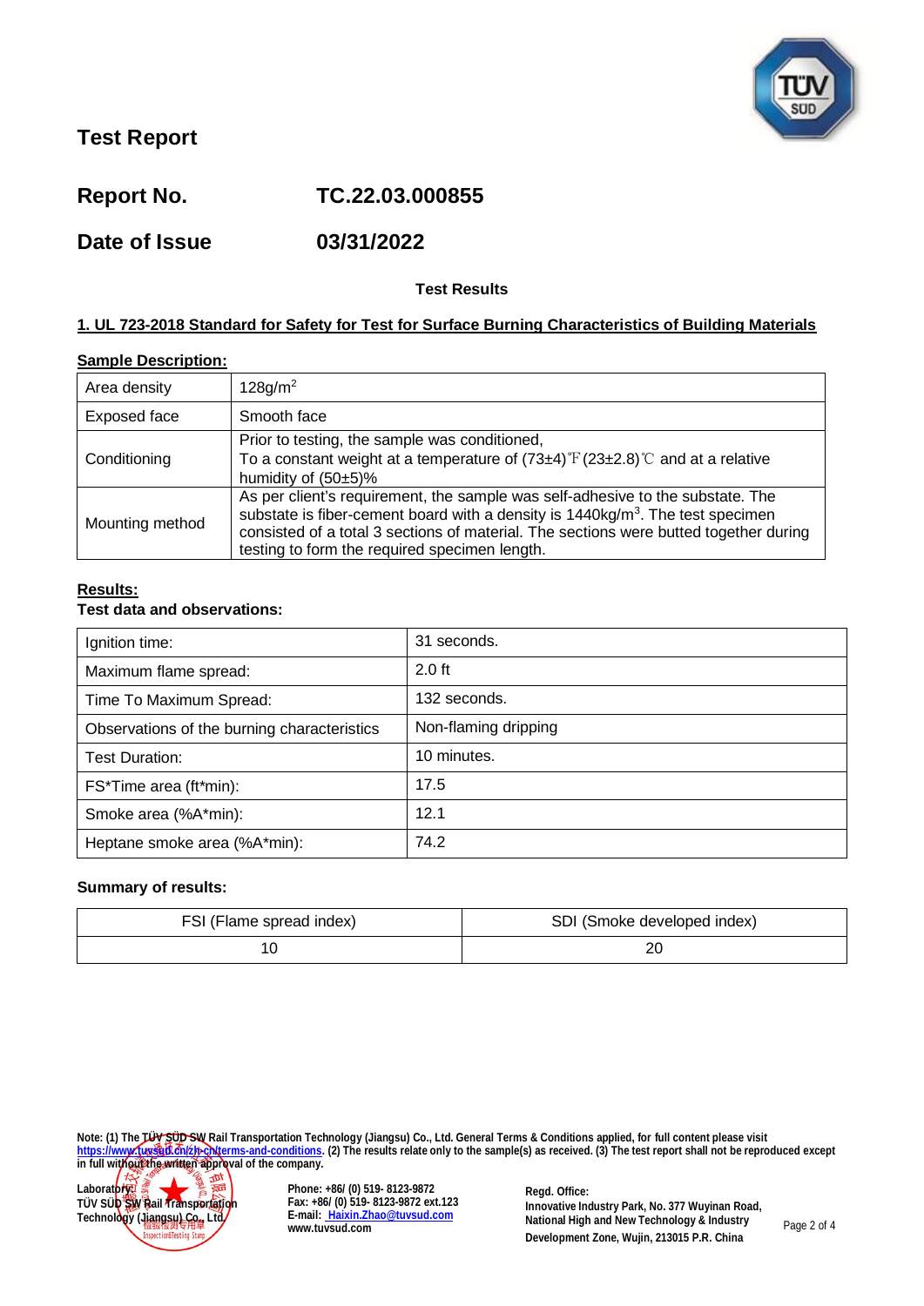# Test Report

## Report No. TC.22.03.000855

## Date of Issue 03/31/2022

**Test Results**

**1. UL 723-2018 Standard for Safety for Test for Surface Burning Characteristics of Building Materials**

**Sample Description:**

| | |
|---|---|
| Area density | 128g/$m^2$ |
| Exposed face | Smooth face |
| Conditioning | Prior to testing, the sample was conditioned, To a constant weight at a temperature of (73±4)℉(23±2.8)℃ and at a relative humidity of (50±5)% |
| Mounting method | As per client's requirement, the sample was self-adhesive to the substate. The substate is fiber-cement board with a density is 1440kg/$m^3$. The test specimen consisted of a total 3 sections of material. The sections were butted together during testing to form the required specimen length. |

**Results:**

**Test data and observations:**

| | |
|---|---|
| Ignition time: | 31 seconds. |
| Maximum flame spread: | 2.0 ft |
| Time To Maximum Spread: | 132 seconds. |
| Observations of the burning characteristics | Non-flaming dripping |
| Test Duration: | 10 minutes. |
| FS*Time area (ft*min): | 17.5 |
| Smoke area (%A*min): | 12.1 |
| Heptane smoke area (%A*min): | 74.2 |

**Summary of results:**

| FSI (Flame spread index) | SDI (Smoke developed index) |
|---|---|
| 10 | 20 |

Note: (1) The TÜV SÜD SW Rail Transportation Technology (Jiangsu) Co., Ltd. General Terms & Conditions applied, for full content please visit https://www.tuvsud.cn/zh-cn/terms-and-conditions. (2) The results relate only to the sample(s) as received. (3) The test report shall not be reproduced except in full without the written approval of the company.

Laboratory:
TÜV SÜD SW Rail Transportation Technology (Jiangsu) Co., Ltd

Phone: +86/ (0) 519- 8123-9872
Fax: +86/ (0) 519- 8123-9872 ext.123
E-mail: Haixin.Zhao@tuvsud.com
www.tuvsud.com

Regd. Office:
Innovative Industry Park, No. 377 Wuyinan Road, National High and New Technology & Industry Development Zone, Wujin, 213015 P.R. China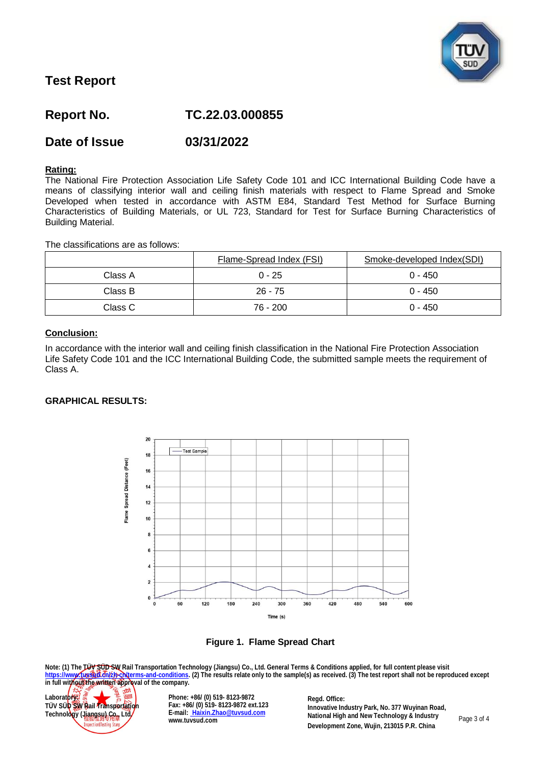# Test Report

## Report No. TC.22.03.000855

## Date of Issue 03/31/2022

**Rating:**

The National Fire Protection Association Life Safety Code 101 and ICC International Building Code have a means of classifying interior wall and ceiling finish materials with respect to Flame Spread and Smoke Developed when tested in accordance with ASTM E84, Standard Test Method for Surface Burning Characteristics of Building Materials, or UL 723, Standard for Test for Surface Burning Characteristics of Building Material.

The classifications are as follows:

| | Flame-Spread Index (FSI) | Smoke-developed Index(SDI) |
|---|---|---|
| Class A | 0 - 25 | 0 - 450 |
| Class B | 26 - 75 | 0 - 450 |
| Class C | 76 - 200 | 0 - 450 |

**Conclusion:**

In accordance with the interior wall and ceiling finish classification in the National Fire Protection Association Life Safety Code 101 and the ICC International Building Code, the submitted sample meets the requirement of Class A.

**GRAPHICAL RESULTS:**

**Figure 1. Flame Spread Chart**

Note: (1) The TÜV SÜD SW Rail Transportation Technology (Jiangsu) Co., Ltd. General Terms & Conditions applied, for full content please visit https://www.tuvsud.cn/zh-cn/terms-and-conditions. (2) The results relate only to the sample(s) as received. (3) The test report shall not be reproduced except in full without the written approval of the company.

Laboratory:
TÜV SÜD SW Rail Transportation Technology (Jiangsu) Co., Ltd

Phone: +86/ (0) 519- 8123-9872
Fax: +86/ (0) 519- 8123-9872 ext.123
E-mail: Haixin.Zhao@tuvsud.com
www.tuvsud.com

Regd. Office:
Innovative Industry Park, No. 377 Wuyinan Road, National High and New Technology & Industry Development Zone, Wujin, 213015 P.R. China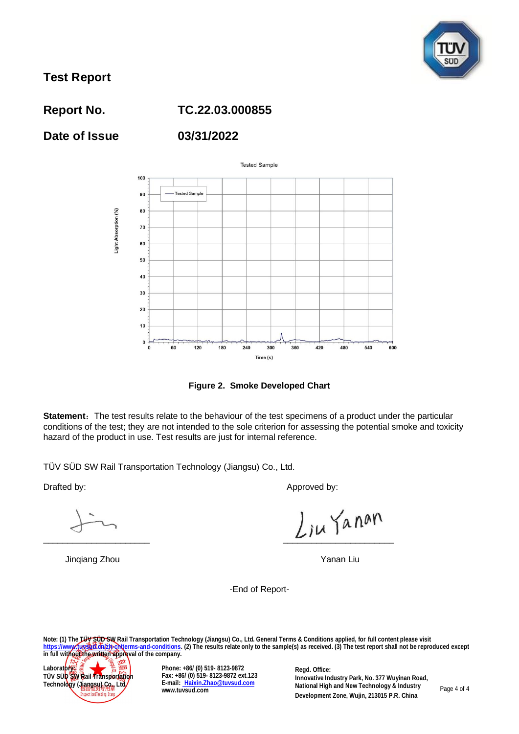# Test Report

**Report No.** TC.22.03.000855

**Date of Issue** 03/31/2022

Tested Sample

Tested Sample

Light Absorption (%)

100
90
80
70
60
50
40
30
20
10
0

0 60 120 180 240 300 360 420 480 540 600

Time (s)

**Figure 2. Smoke Developed Chart**

**Statement:** The test results relate to the behaviour of the test specimens of a product under the particular conditions of the test; they are not intended to be the sole criterion for assessing the potential smoke and toxicity hazard of the product in use. Test results are just for internal reference.

TÜV SÜD SW Rail Transportation Technology (Jiangsu) Co., Ltd.

Drafted by:

Jinqiang Zhou

Approved by:

Yanan Liu

-End of Report-

Note: (1) The TÜV SÜD SW Rail Transportation Technology (Jiangsu) Co., Ltd. General Terms & Conditions applied, for full content please visit https://www.tuvsud.cn/zh-cn/terms-and-conditions. (2) The results relate only to the sample(s) as received. (3) The test report shall not be reproduced except in full without the written approval of the company.

Laboratory:
TÜV SÜD SW Rail Transportation Technology (Jiangsu) Co., Ltd.

Phone: +86/ (0) 519- 8123-9872
Fax: +86/ (0) 519- 8123-9872 ext.123
E-mail: Haixin.Zhao@tuvsud.com
www.tuvsud.com

Regd. Office:
Innovative Industry Park, No. 377 Wuyinan Road, National High and New Technology & Industry Development Zone, Wujin, 213015 P.R. China